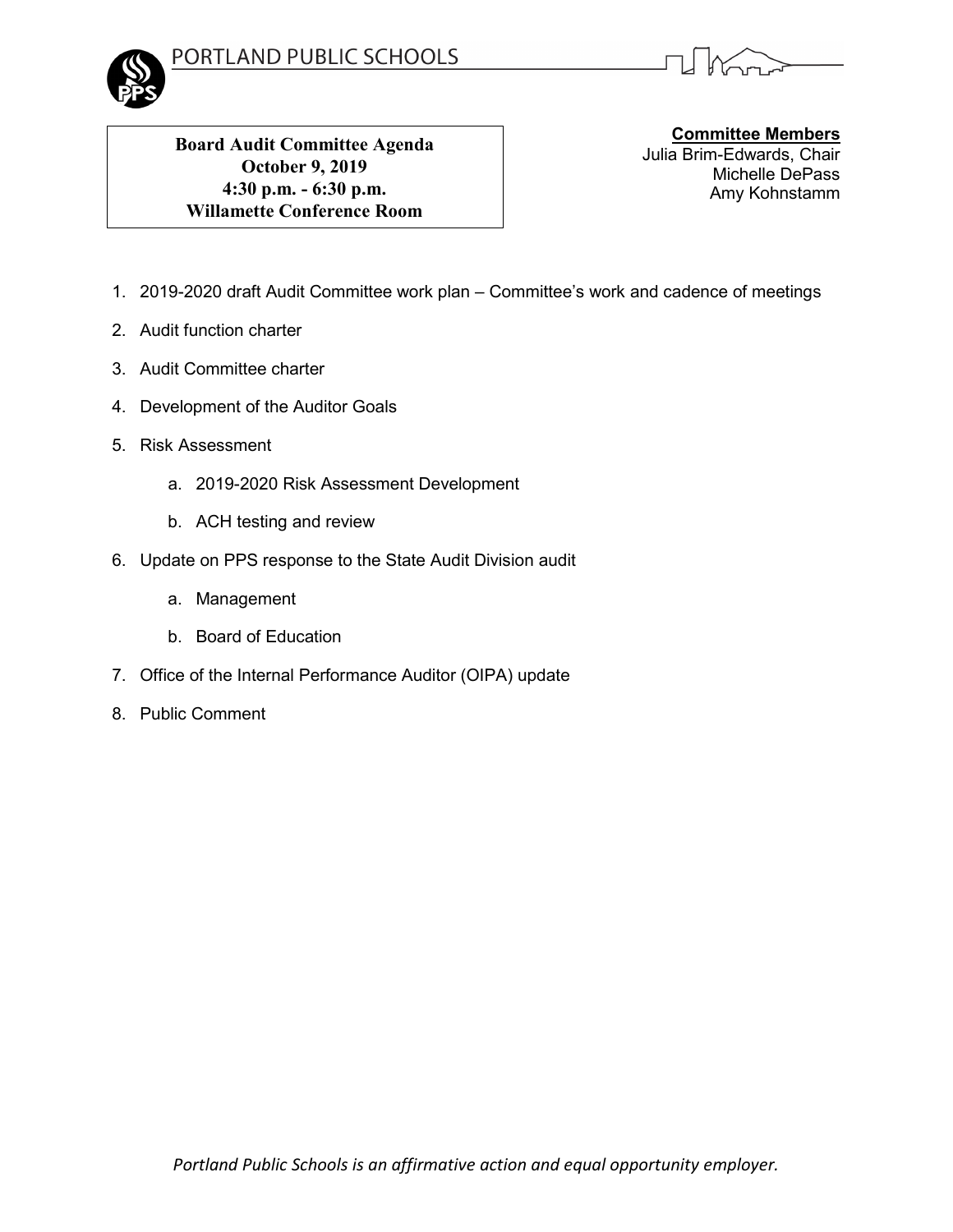PORTLAND PUBLIC SCHOOLS

**Board Audit Committee Agenda**
**October 9, 2019**
**4:30 p.m. - 6:30 p.m.**
**Willamette Conference Room**

**Committee Members**
Julia Brim-Edwards, Chair
Michelle DePass
Amy Kohnstamm

1. 2019-2020 draft Audit Committee work plan – Committee's work and cadence of meetings
2. Audit function charter
3. Audit Committee charter
4. Development of the Auditor Goals
5. Risk Assessment
    a. 2019-2020 Risk Assessment Development
    b. ACH testing and review
6. Update on PPS response to the State Audit Division audit
    a. Management
    b. Board of Education
7. Office of the Internal Performance Auditor (OIPA) update
8. Public Comment

*Portland Public Schools is an affirmative action and equal opportunity employer.*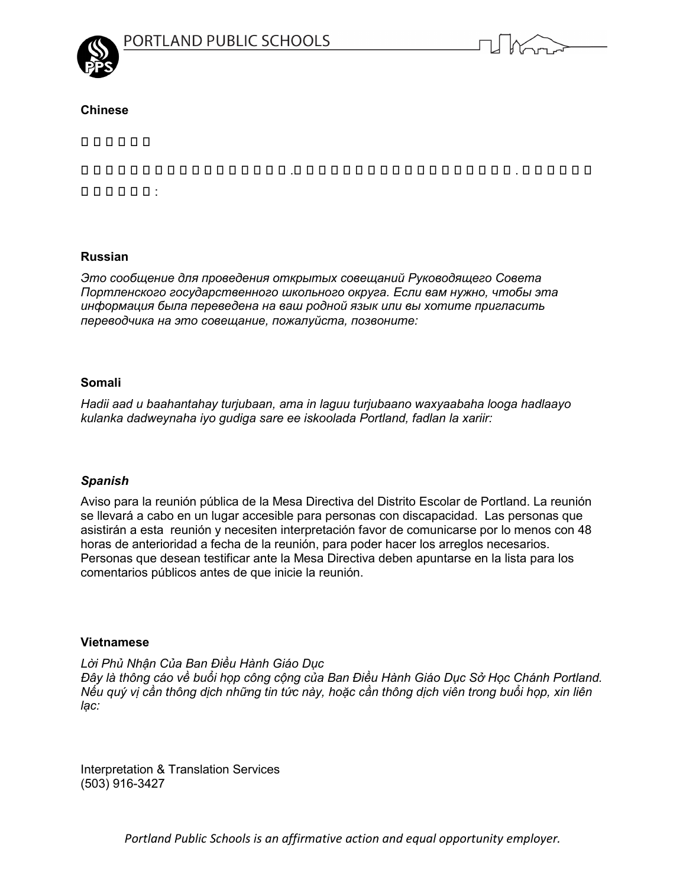**Chinese**

□□□□□□

□□□□□□□□□□□□□□□□□□□□.□□□□□□□□□□□□□□□□□□□□. □□□□□□□

□□□□□□:

**Russian**

*Это сообщение для проведения открытых совещаний Руководящего Совета Портленского государственного школьного округа. Если вам нужно, чтобы эта информация была переведена на ваш родной язык или вы хотите пригласить переводчика на это совещание, пожалуйста, позвоните:*

**Somali**

*Hadii aad u baahantahay turjubaan, ama in laguu turjubaano waxyaabaha looga hadlaayo kulanka dadweynaha iyo gudiga sare ee iskoolada Portland, fadlan la xariir:*

***Spanish***

Aviso para la reunión pública de la Mesa Directiva del Distrito Escolar de Portland. La reunión se llevará a cabo en un lugar accesible para personas con discapacidad. Las personas que asistirán a esta reunión y necesiten interpretación favor de comunicarse por lo menos con 48 horas de anterioridad a fecha de la reunión, para poder hacer los arreglos necesarios. Personas que desean testificar ante la Mesa Directiva deben apuntarse en la lista para los comentarios públicos antes de que inicie la reunión.

**Vietnamese**

*Lời Phủ Nhận Của Ban Điều Hành Giáo Dục*
*Đây là thông cáo về buổi họp công cộng của Ban Điều Hành Giáo Dục Sở Học Chánh Portland. Nếu quý vị cần thông dịch những tin tức này, hoặc cần thông dịch viên trong buổi họp, xin liên lạc:*

Interpretation & Translation Services
(503) 916-3427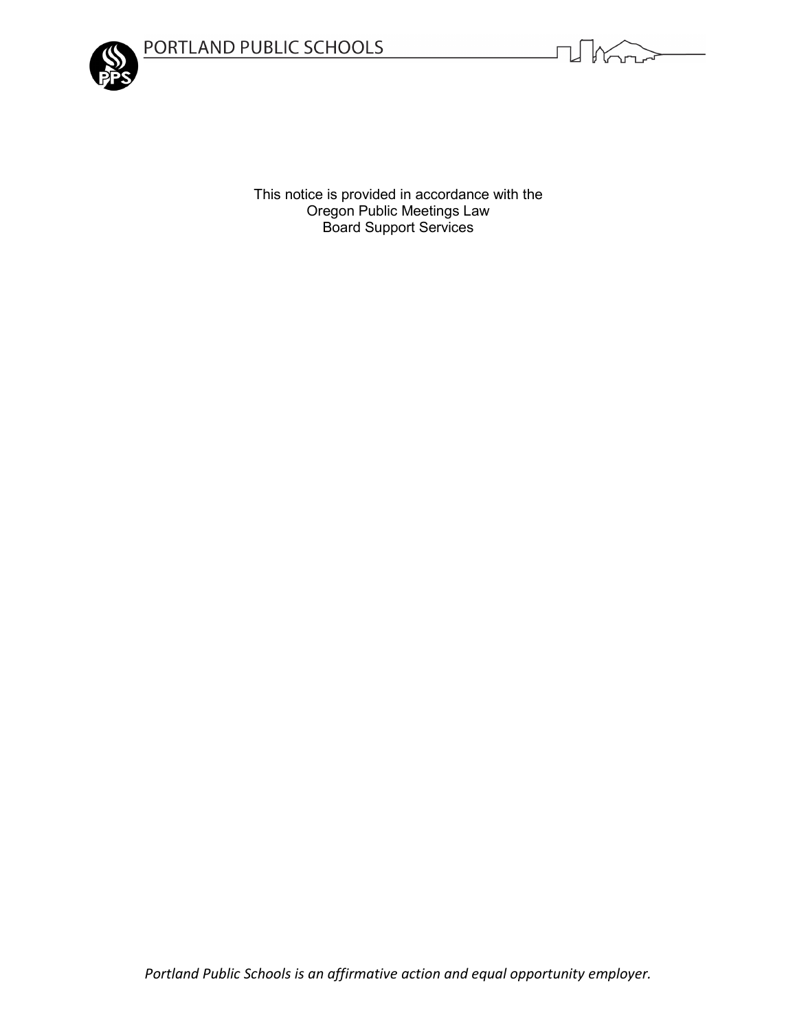This notice is provided in accordance with the
Oregon Public Meetings Law
Board Support Services

*Portland Public Schools is an affirmative action and equal opportunity employer.*